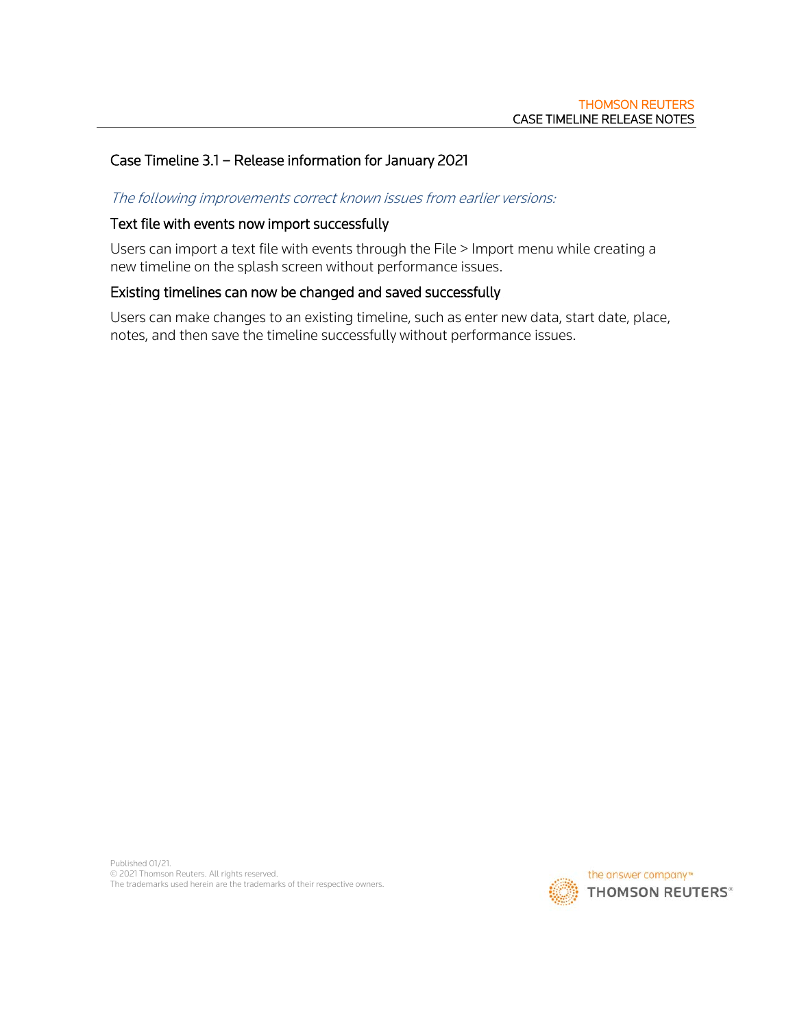# Case Timeline 3.1 – Release information for January 2021

*The following improvements correct known issues from earlier versions:*

## Text file with events now import successfully

Users can import a text file with events through the File > Import menu while creating a new timeline on the splash screen without performance issues.

## Existing timelines can now be changed and saved successfully

Users can make changes to an existing timeline, such as enter new data, start date, place, notes, and then save the timeline successfully without performance issues.

Published 01/21.
© 2021 Thomson Reuters. All rights reserved.
The trademarks used herein are the trademarks of their respective owners.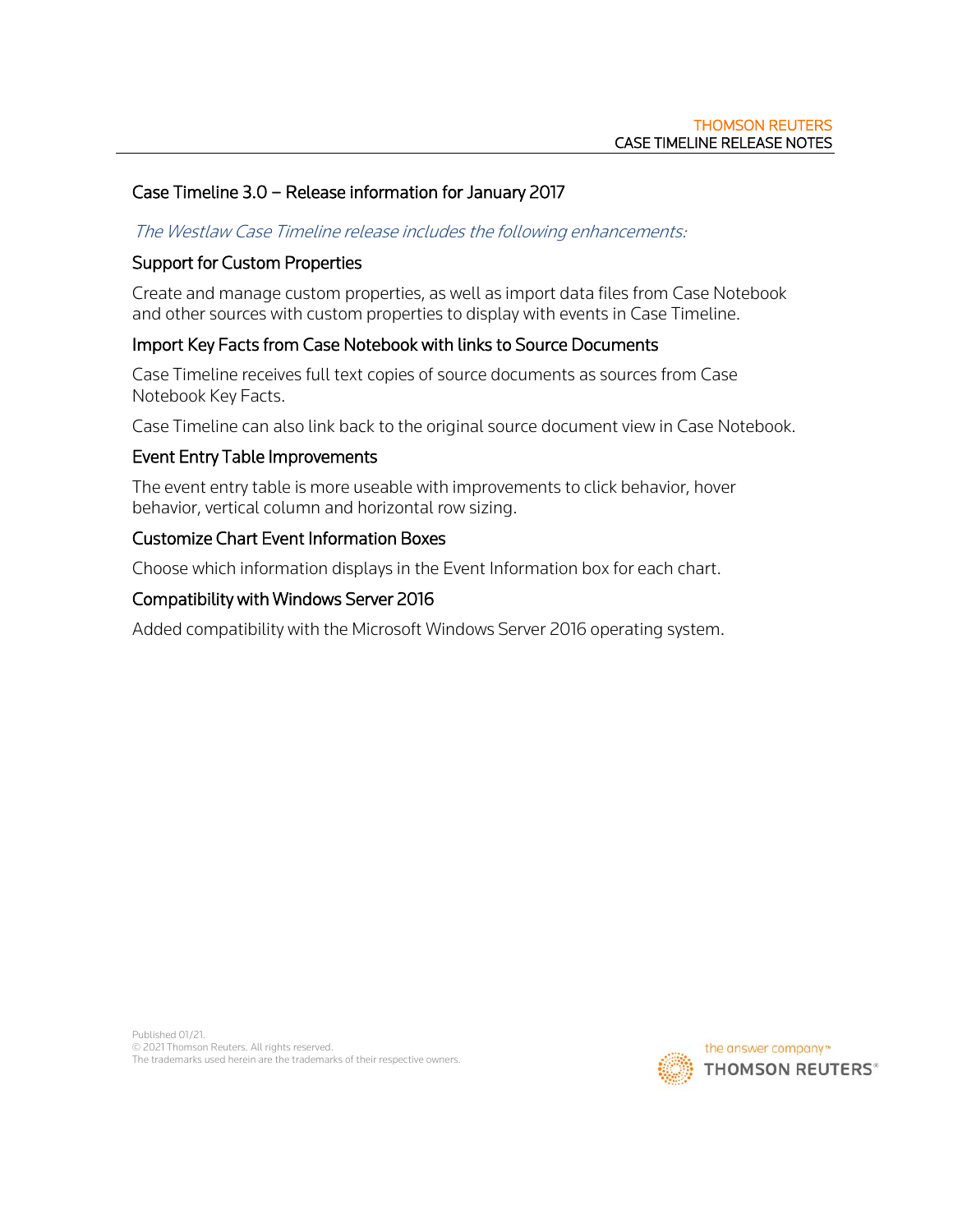## Case Timeline 3.0 – Release information for January 2017

*The Westlaw Case Timeline release includes the following enhancements:*

### Support for Custom Properties

Create and manage custom properties, as well as import data files from Case Notebook and other sources with custom properties to display with events in Case Timeline.

### Import Key Facts from Case Notebook with links to Source Documents

Case Timeline receives full text copies of source documents as sources from Case Notebook Key Facts.

Case Timeline can also link back to the original source document view in Case Notebook.

### Event Entry Table Improvements

The event entry table is more useable with improvements to click behavior, hover behavior, vertical column and horizontal row sizing.

### Customize Chart Event Information Boxes

Choose which information displays in the Event Information box for each chart.

### Compatibility with Windows Server 2016

Added compatibility with the Microsoft Windows Server 2016 operating system.

Published 01/21.
© 2021 Thomson Reuters. All rights reserved.
The trademarks used herein are the trademarks of their respective owners.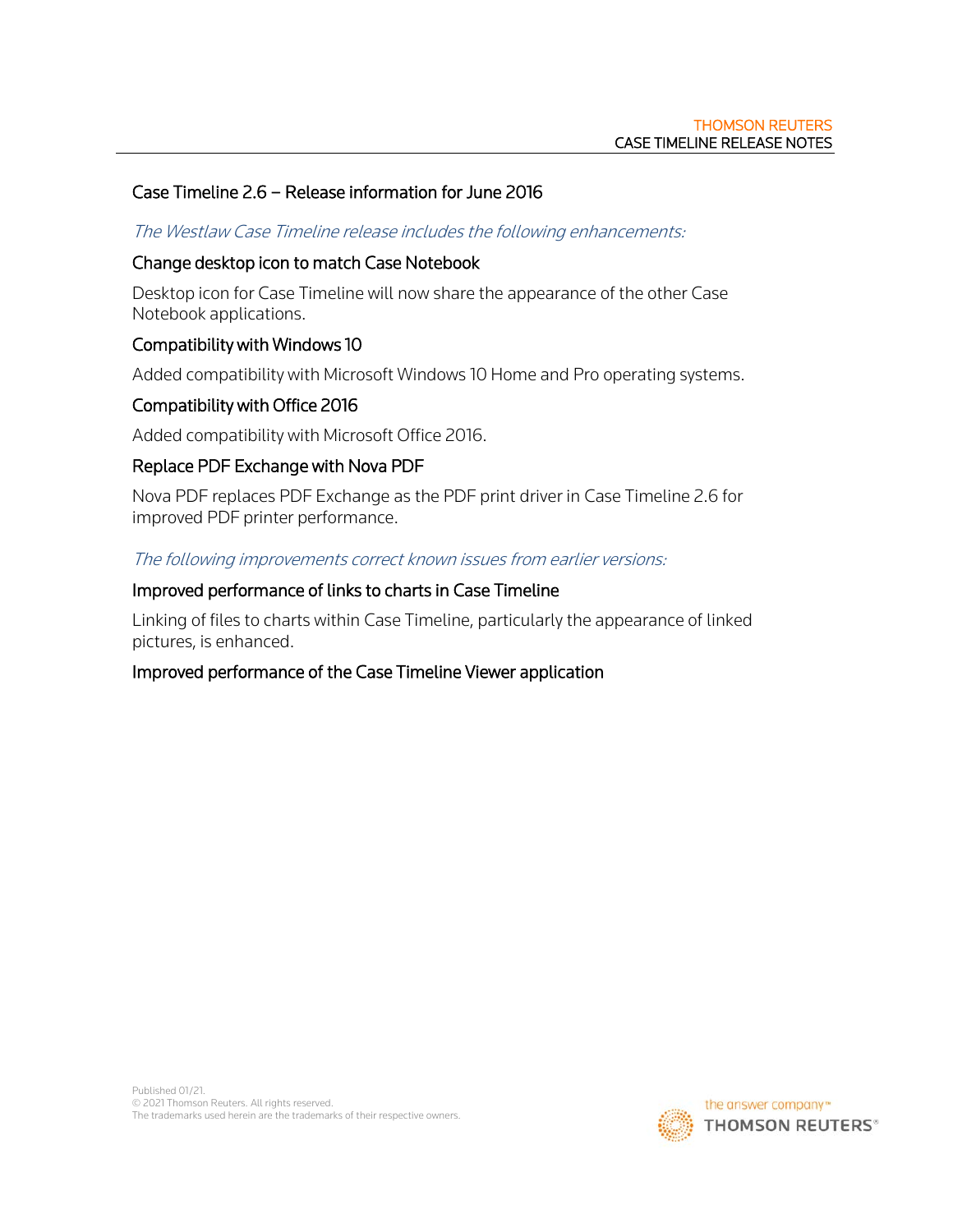## Case Timeline 2.6 – Release information for June 2016

*The Westlaw Case Timeline release includes the following enhancements:*

### Change desktop icon to match Case Notebook

Desktop icon for Case Timeline will now share the appearance of the other Case Notebook applications.

### Compatibility with Windows 10

Added compatibility with Microsoft Windows 10 Home and Pro operating systems.

### Compatibility with Office 2016

Added compatibility with Microsoft Office 2016.

### Replace PDF Exchange with Nova PDF

Nova PDF replaces PDF Exchange as the PDF print driver in Case Timeline 2.6 for improved PDF printer performance.

*The following improvements correct known issues from earlier versions:*

### Improved performance of links to charts in Case Timeline

Linking of files to charts within Case Timeline, particularly the appearance of linked pictures, is enhanced.

### Improved performance of the Case Timeline Viewer application

Published 01/21.
© 2021 Thomson Reuters. All rights reserved.
The trademarks used herein are the trademarks of their respective owners.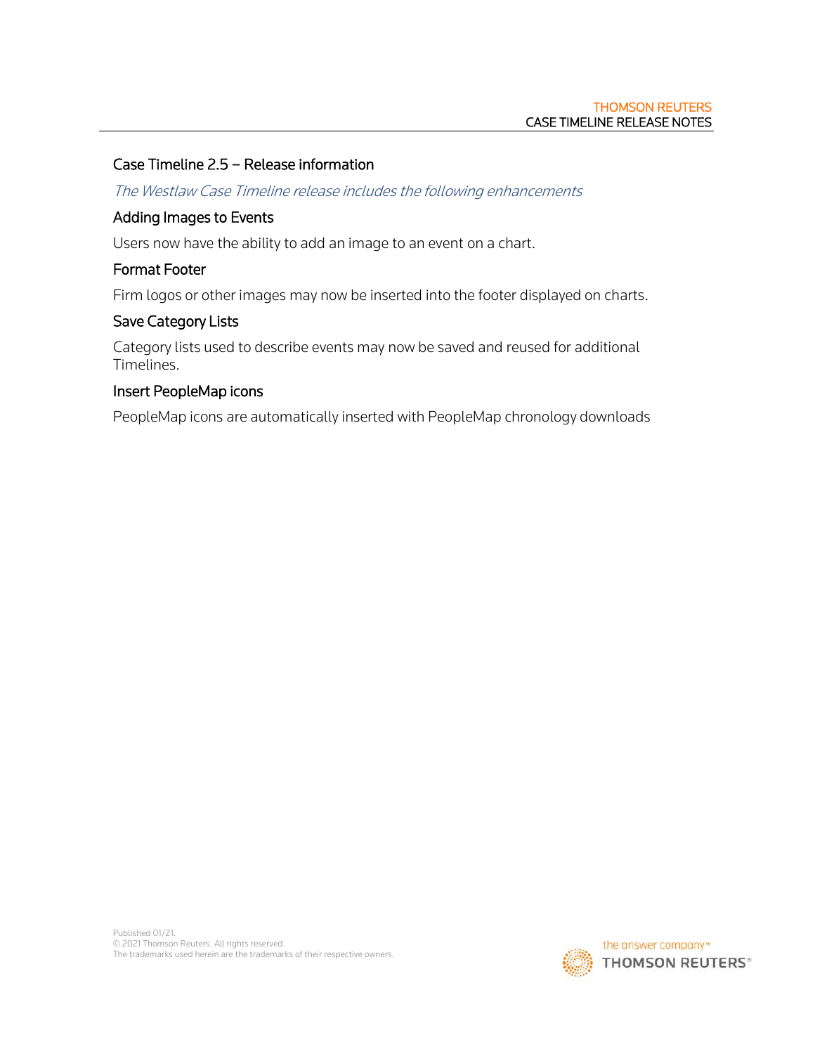## Case Timeline 2.5 – Release information

*The Westlaw Case Timeline release includes the following enhancements*

### Adding Images to Events

Users now have the ability to add an image to an event on a chart.

### Format Footer

Firm logos or other images may now be inserted into the footer displayed on charts.

### Save Category Lists

Category lists used to describe events may now be saved and reused for additional Timelines.

### Insert PeopleMap icons

PeopleMap icons are automatically inserted with PeopleMap chronology downloads

Published 01/21.
© 2021 Thomson Reuters. All rights reserved.
The trademarks used herein are the trademarks of their respective owners.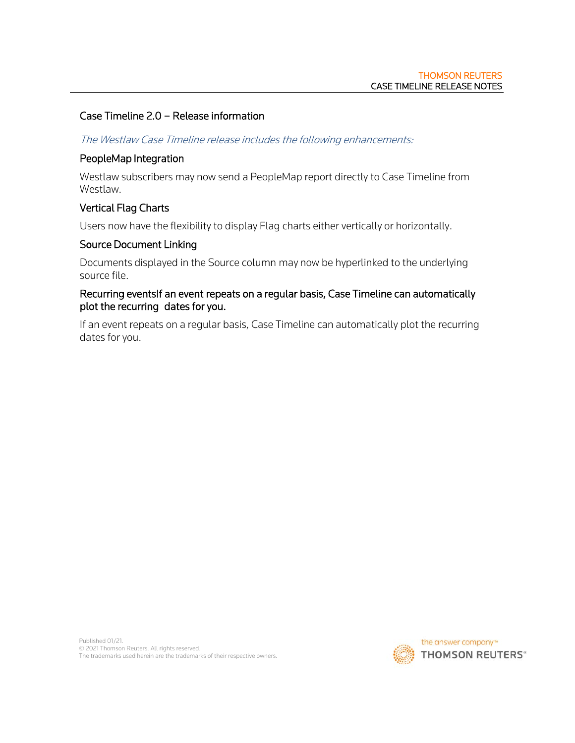## Case Timeline 2.0 – Release information

*The Westlaw Case Timeline release includes the following enhancements:*

### PeopleMap Integration

Westlaw subscribers may now send a PeopleMap report directly to Case Timeline from Westlaw.

### Vertical Flag Charts

Users now have the flexibility to display Flag charts either vertically or horizontally.

### Source Document Linking

Documents displayed in the Source column may now be hyperlinked to the underlying source file.

### Recurring eventsIf an event repeats on a regular basis, Case Timeline can automatically plot the recurring dates for you.

If an event repeats on a regular basis, Case Timeline can automatically plot the recurring dates for you.

Published 01/21.
© 2021 Thomson Reuters. All rights reserved.
The trademarks used herein are the trademarks of their respective owners.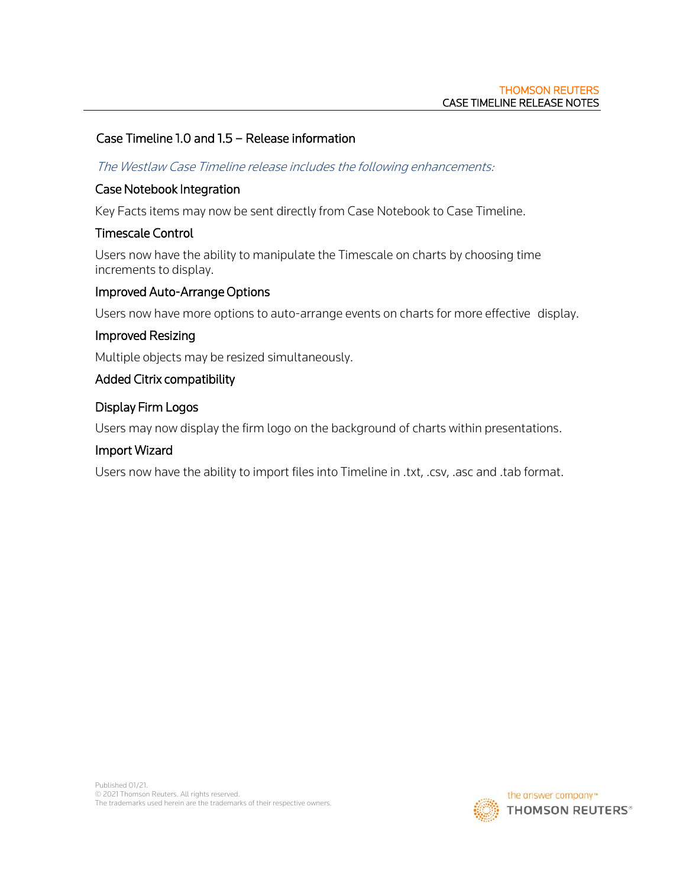## Case Timeline 1.0 and 1.5 – Release information

*The Westlaw Case Timeline release includes the following enhancements:*

### Case Notebook Integration

Key Facts items may now be sent directly from Case Notebook to Case Timeline.

### Timescale Control

Users now have the ability to manipulate the Timescale on charts by choosing time increments to display.

### Improved Auto-Arrange Options

Users now have more options to auto-arrange events on charts for more effective display.

### Improved Resizing

Multiple objects may be resized simultaneously.

### Added Citrix compatibility

### Display Firm Logos

Users may now display the firm logo on the background of charts within presentations.

### Import Wizard

Users now have the ability to import files into Timeline in .txt, .csv, .asc and .tab format.

Published 01/21.
© 2021 Thomson Reuters. All rights reserved.
The trademarks used herein are the trademarks of their respective owners.